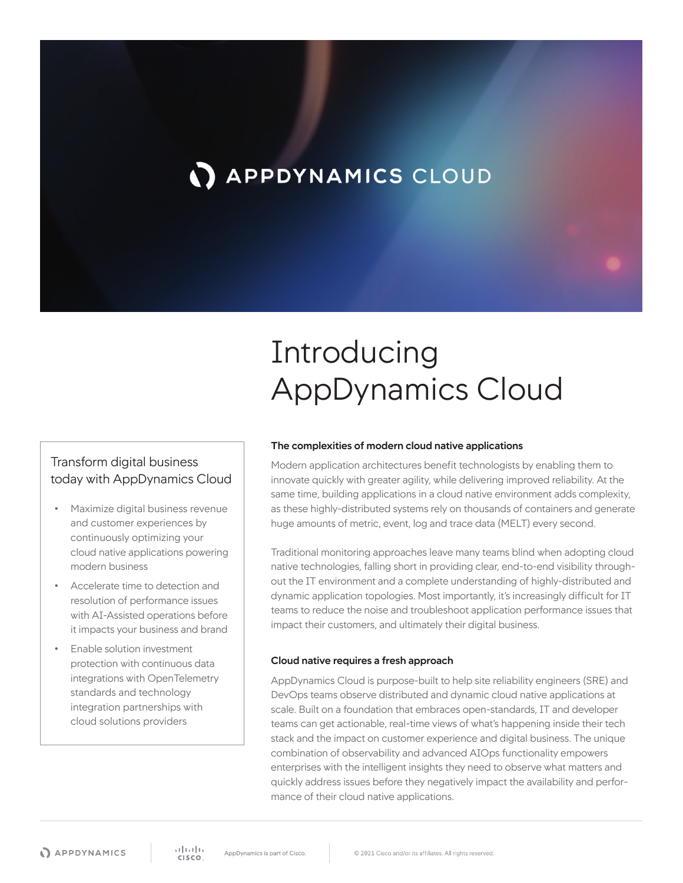APPDYNAMICS CLOUD

# Introducing AppDynamics Cloud

### Transform digital business today with AppDynamics Cloud

- Maximize digital business revenue and customer experiences by continuously optimizing your cloud native applications powering modern business
- Accelerate time to detection and resolution of performance issues with AI-Assisted operations before it impacts your business and brand
- Enable solution investment protection with continuous data integrations with OpenTelemetry standards and technology integration partnerships with cloud solutions providers

### The complexities of modern cloud native applications

Modern application architectures benefit technologists by enabling them to innovate quickly with greater agility, while delivering improved reliability. At the same time, building applications in a cloud native environment adds complexity, as these highly-distributed systems rely on thousands of containers and generate huge amounts of metric, event, log and trace data (MELT) every second.

Traditional monitoring approaches leave many teams blind when adopting cloud native technologies, falling short in providing clear, end-to-end visibility throughout the IT environment and a complete understanding of highly-distributed and dynamic application topologies. Most importantly, it's increasingly difficult for IT teams to reduce the noise and troubleshoot application performance issues that impact their customers, and ultimately their digital business.

### Cloud native requires a fresh approach

AppDynamics Cloud is purpose-built to help site reliability engineers (SRE) and DevOps teams observe distributed and dynamic cloud native applications at scale. Built on a foundation that embraces open-standards, IT and developer teams can get actionable, real-time views of what's happening inside their tech stack and the impact on customer experience and digital business. The unique combination of observability and advanced AIOps functionality empowers enterprises with the intelligent insights they need to observe what matters and quickly address issues before they negatively impact the availability and performance of their cloud native applications.

AppDynamics is part of Cisco. © 2021 Cisco and/or its affiliates. All rights reserved.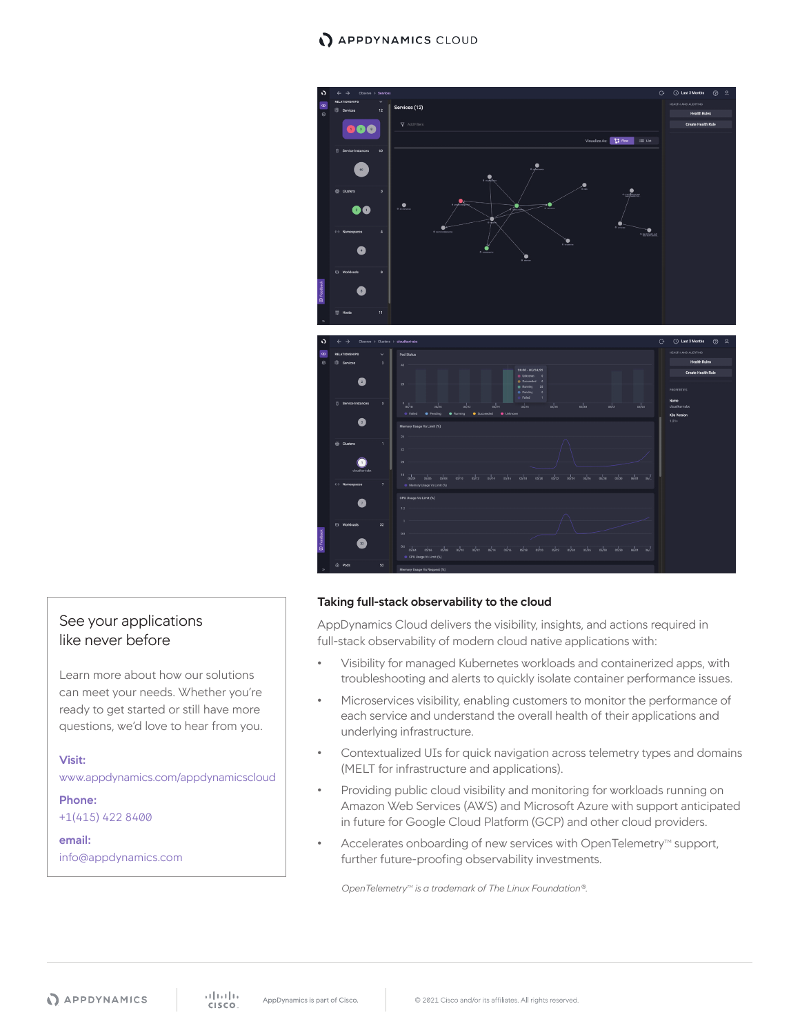See your applications like never before

Learn more about how our solutions can meet your needs. Whether you're ready to get started or still have more questions, we'd love to hear from you.

**Visit:**
www.appdynamics.com/appdynamicscloud

**Phone:**
+1(415) 422 8400

**email:**
info@appdynamics.com

### Taking full-stack observability to the cloud

AppDynamics Cloud delivers the visibility, insights, and actions required in full-stack observability of modern cloud native applications with:

- Visibility for managed Kubernetes workloads and containerized apps, with troubleshooting and alerts to quickly isolate container performance issues.
- Microservices visibility, enabling customers to monitor the performance of each service and understand the overall health of their applications and underlying infrastructure.
- Contextualized UIs for quick navigation across telemetry types and domains (MELT for infrastructure and applications).
- Providing public cloud visibility and monitoring for workloads running on Amazon Web Services (AWS) and Microsoft Azure with support anticipated in future for Google Cloud Platform (GCP) and other cloud providers.
- Accelerates onboarding of new services with OpenTelemetry™ support, further future-proofing observability investments.

*OpenTelemetry™ is a trademark of The Linux Foundation®.*

AppDynamics is part of Cisco. © 2021 Cisco and/or its affiliates. All rights reserved.